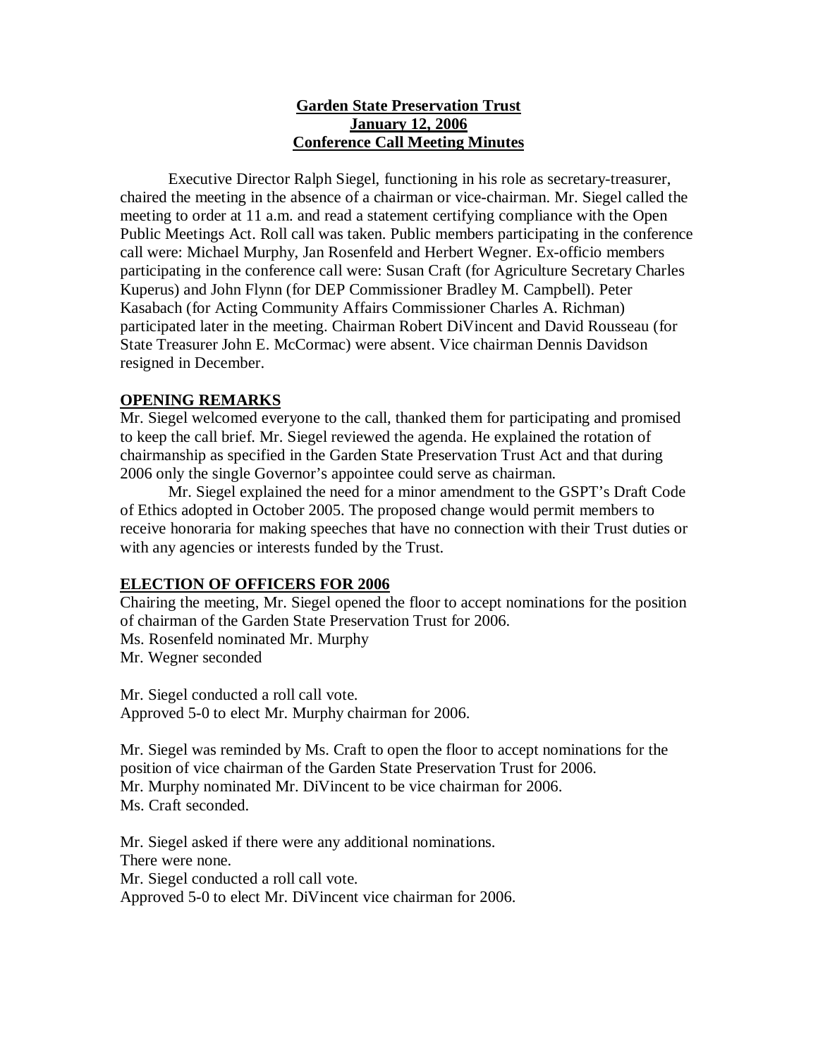**Garden State Preservation Trust**
**January 12, 2006**
**Conference Call Meeting Minutes**

Executive Director Ralph Siegel, functioning in his role as secretary-treasurer, chaired the meeting in the absence of a chairman or vice-chairman. Mr. Siegel called the meeting to order at 11 a.m. and read a statement certifying compliance with the Open Public Meetings Act. Roll call was taken. Public members participating in the conference call were: Michael Murphy, Jan Rosenfeld and Herbert Wegner. Ex-officio members participating in the conference call were: Susan Craft (for Agriculture Secretary Charles Kuperus) and John Flynn (for DEP Commissioner Bradley M. Campbell). Peter Kasabach (for Acting Community Affairs Commissioner Charles A. Richman) participated later in the meeting. Chairman Robert DiVincent and David Rousseau (for State Treasurer John E. McCormac) were absent. Vice chairman Dennis Davidson resigned in December.

## OPENING REMARKS

Mr. Siegel welcomed everyone to the call, thanked them for participating and promised to keep the call brief. Mr. Siegel reviewed the agenda. He explained the rotation of chairmanship as specified in the Garden State Preservation Trust Act and that during 2006 only the single Governor's appointee could serve as chairman.

Mr. Siegel explained the need for a minor amendment to the GSPT's Draft Code of Ethics adopted in October 2005. The proposed change would permit members to receive honoraria for making speeches that have no connection with their Trust duties or with any agencies or interests funded by the Trust.

## ELECTION OF OFFICERS FOR 2006

Chairing the meeting, Mr. Siegel opened the floor to accept nominations for the position of chairman of the Garden State Preservation Trust for 2006.
Ms. Rosenfeld nominated Mr. Murphy
Mr. Wegner seconded

Mr. Siegel conducted a roll call vote.
Approved 5-0 to elect Mr. Murphy chairman for 2006.

Mr. Siegel was reminded by Ms. Craft to open the floor to accept nominations for the position of vice chairman of the Garden State Preservation Trust for 2006.
Mr. Murphy nominated Mr. DiVincent to be vice chairman for 2006.
Ms. Craft seconded.

Mr. Siegel asked if there were any additional nominations.
There were none.
Mr. Siegel conducted a roll call vote.
Approved 5-0 to elect Mr. DiVincent vice chairman for 2006.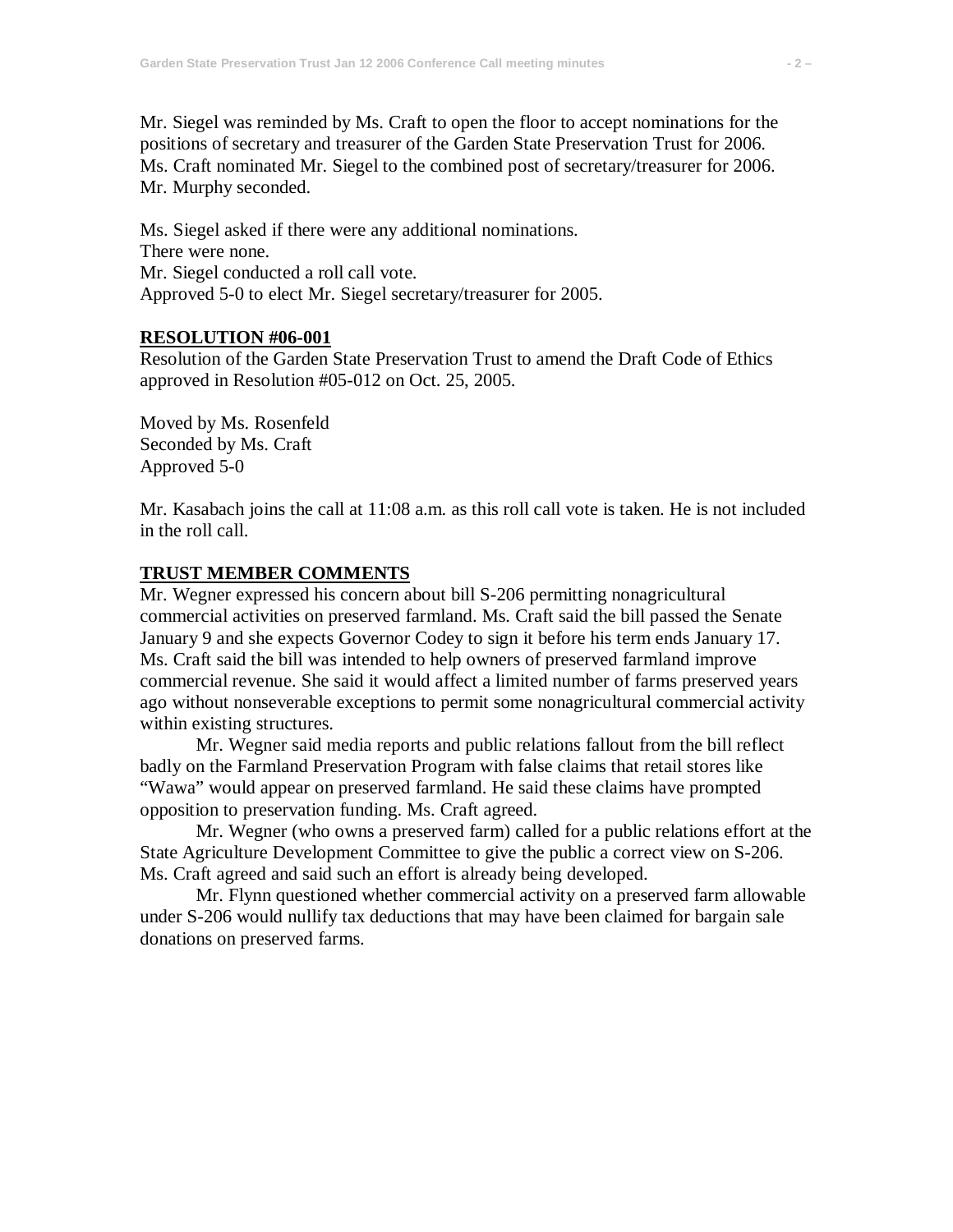Mr. Siegel was reminded by Ms. Craft to open the floor to accept nominations for the positions of secretary and treasurer of the Garden State Preservation Trust for 2006.
Ms. Craft nominated Mr. Siegel to the combined post of secretary/treasurer for 2006.
Mr. Murphy seconded.

Ms. Siegel asked if there were any additional nominations.
There were none.
Mr. Siegel conducted a roll call vote.
Approved 5-0 to elect Mr. Siegel secretary/treasurer for 2005.

**RESOLUTION #06-001**
Resolution of the Garden State Preservation Trust to amend the Draft Code of Ethics approved in Resolution #05-012 on Oct. 25, 2005.

Moved by Ms. Rosenfeld
Seconded by Ms. Craft
Approved 5-0

Mr. Kasabach joins the call at 11:08 a.m. as this roll call vote is taken. He is not included in the roll call.

**TRUST MEMBER COMMENTS**
Mr. Wegner expressed his concern about bill S-206 permitting nonagricultural commercial activities on preserved farmland. Ms. Craft said the bill passed the Senate January 9 and she expects Governor Codey to sign it before his term ends January 17. Ms. Craft said the bill was intended to help owners of preserved farmland improve commercial revenue. She said it would affect a limited number of farms preserved years ago without nonseverable exceptions to permit some nonagricultural commercial activity within existing structures.

Mr. Wegner said media reports and public relations fallout from the bill reflect badly on the Farmland Preservation Program with false claims that retail stores like "Wawa" would appear on preserved farmland. He said these claims have prompted opposition to preservation funding. Ms. Craft agreed.

Mr. Wegner (who owns a preserved farm) called for a public relations effort at the State Agriculture Development Committee to give the public a correct view on S-206. Ms. Craft agreed and said such an effort is already being developed.

Mr. Flynn questioned whether commercial activity on a preserved farm allowable under S-206 would nullify tax deductions that may have been claimed for bargain sale donations on preserved farms.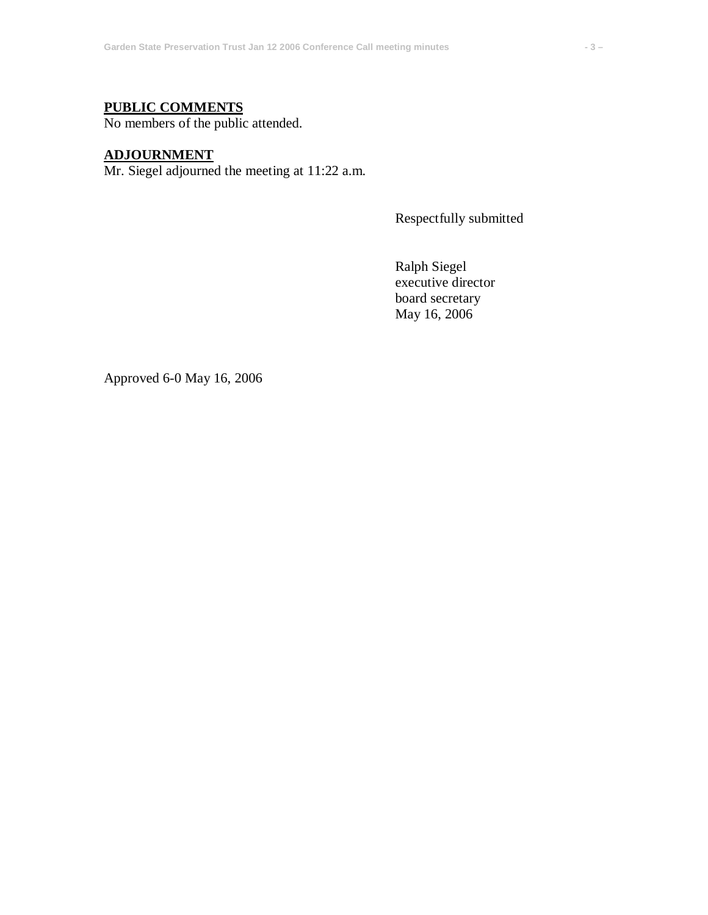**PUBLIC COMMENTS**

No members of the public attended.

**ADJOURNMENT**

Mr. Siegel adjourned the meeting at 11:22 a.m.

Respectfully submitted

Ralph Siegel
executive director
board secretary
May 16, 2006

Approved 6-0 May 16, 2006